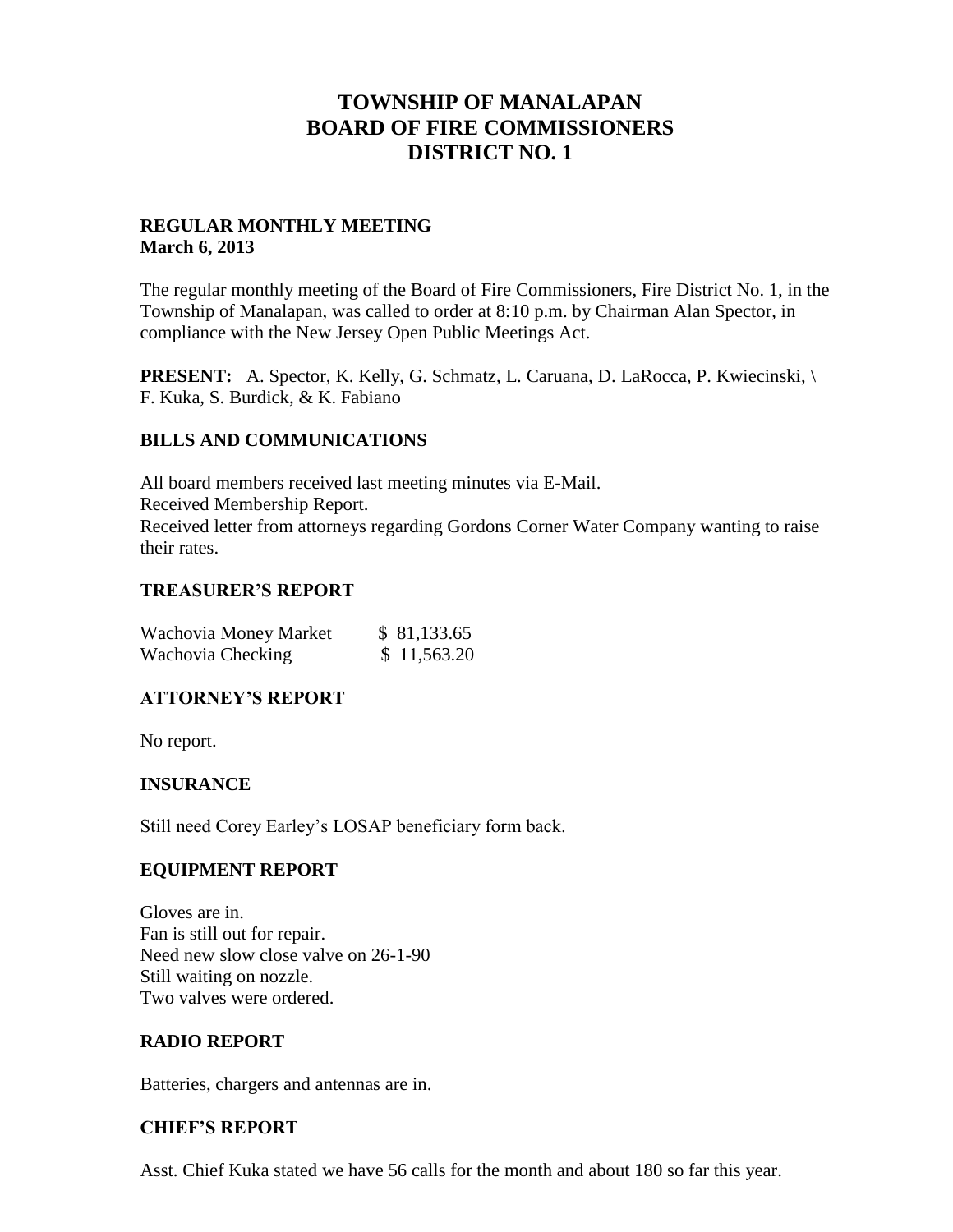# TOWNSHIP OF MANALAPAN
# BOARD OF FIRE COMMISSIONERS
# DISTRICT NO. 1

**REGULAR MONTHLY MEETING**
**March 6, 2013**

The regular monthly meeting of the Board of Fire Commissioners, Fire District No. 1, in the Township of Manalapan, was called to order at 8:10 p.m. by Chairman Alan Spector, in compliance with the New Jersey Open Public Meetings Act.

**PRESENT:** A. Spector, K. Kelly, G. Schmatz, L. Caruana, D. LaRocca, P. Kwiecinski, \ F. Kuka, S. Burdick, & K. Fabiano

## BILLS AND COMMUNICATIONS

All board members received last meeting minutes via E-Mail.
Received Membership Report.
Received letter from attorneys regarding Gordons Corner Water Company wanting to raise their rates.

## TREASURER'S REPORT

| | |
|---|---|
| Wachovia Money Market | $ 81,133.65 |
| Wachovia Checking | $ 11,563.20 |

## ATTORNEY'S REPORT

No report.

## INSURANCE

Still need Corey Earley's LOSAP beneficiary form back.

## EQUIPMENT REPORT

Gloves are in.
Fan is still out for repair.
Need new slow close valve on 26-1-90
Still waiting on nozzle.
Two valves were ordered.

## RADIO REPORT

Batteries, chargers and antennas are in.

## CHIEF'S REPORT

Asst. Chief Kuka stated we have 56 calls for the month and about 180 so far this year.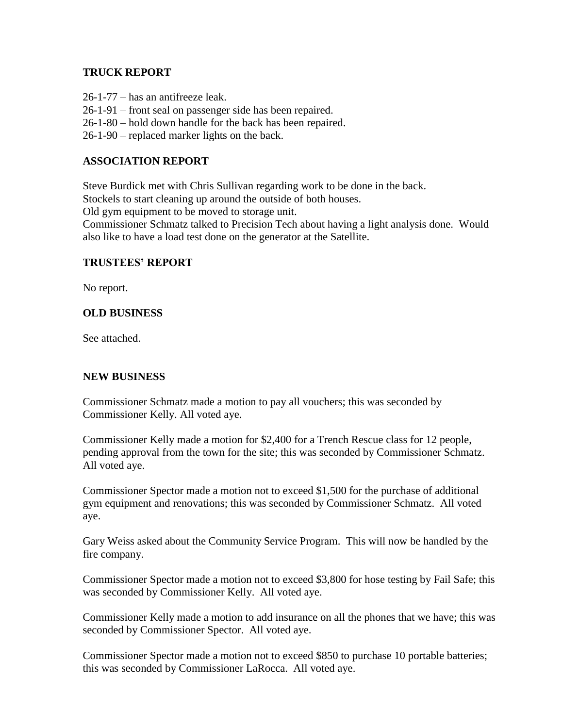## TRUCK REPORT

26-1-77 – has an antifreeze leak.
26-1-91 – front seal on passenger side has been repaired.
26-1-80 – hold down handle for the back has been repaired.
26-1-90 – replaced marker lights on the back.

## ASSOCIATION REPORT

Steve Burdick met with Chris Sullivan regarding work to be done in the back.
Stockels to start cleaning up around the outside of both houses.
Old gym equipment to be moved to storage unit.
Commissioner Schmatz talked to Precision Tech about having a light analysis done. Would also like to have a load test done on the generator at the Satellite.

## TRUSTEES' REPORT

No report.

## OLD BUSINESS

See attached.

## NEW BUSINESS

Commissioner Schmatz made a motion to pay all vouchers; this was seconded by Commissioner Kelly. All voted aye.

Commissioner Kelly made a motion for $2,400 for a Trench Rescue class for 12 people, pending approval from the town for the site; this was seconded by Commissioner Schmatz. All voted aye.

Commissioner Spector made a motion not to exceed $1,500 for the purchase of additional gym equipment and renovations; this was seconded by Commissioner Schmatz. All voted aye.

Gary Weiss asked about the Community Service Program. This will now be handled by the fire company.

Commissioner Spector made a motion not to exceed $3,800 for hose testing by Fail Safe; this was seconded by Commissioner Kelly. All voted aye.

Commissioner Kelly made a motion to add insurance on all the phones that we have; this was seconded by Commissioner Spector. All voted aye.

Commissioner Spector made a motion not to exceed $850 to purchase 10 portable batteries; this was seconded by Commissioner LaRocca. All voted aye.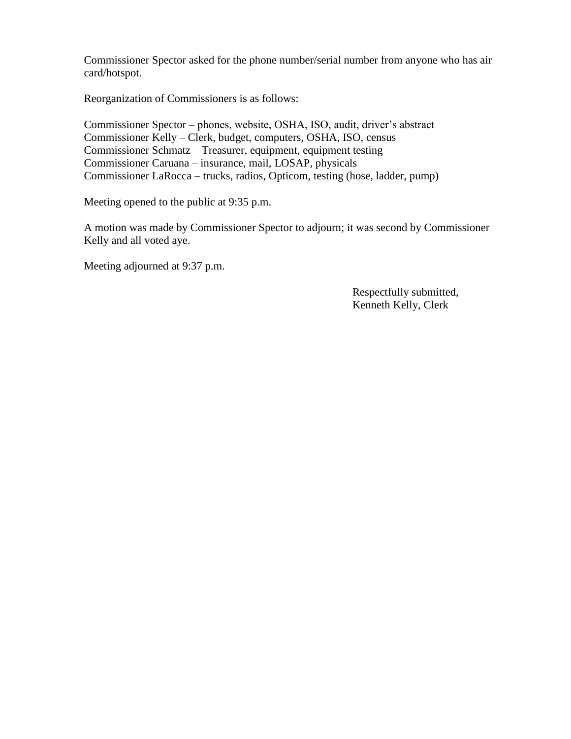Commissioner Spector asked for the phone number/serial number from anyone who has air card/hotspot.

Reorganization of Commissioners is as follows:

Commissioner Spector – phones, website, OSHA, ISO, audit, driver's abstract
Commissioner Kelly – Clerk, budget, computers, OSHA, ISO, census
Commissioner Schmatz – Treasurer, equipment, equipment testing
Commissioner Caruana – insurance, mail, LOSAP, physicals
Commissioner LaRocca – trucks, radios, Opticom, testing (hose, ladder, pump)

Meeting opened to the public at 9:35 p.m.

A motion was made by Commissioner Spector to adjourn; it was second by Commissioner Kelly and all voted aye.

Meeting adjourned at 9:37 p.m.

Respectfully submitted,
Kenneth Kelly, Clerk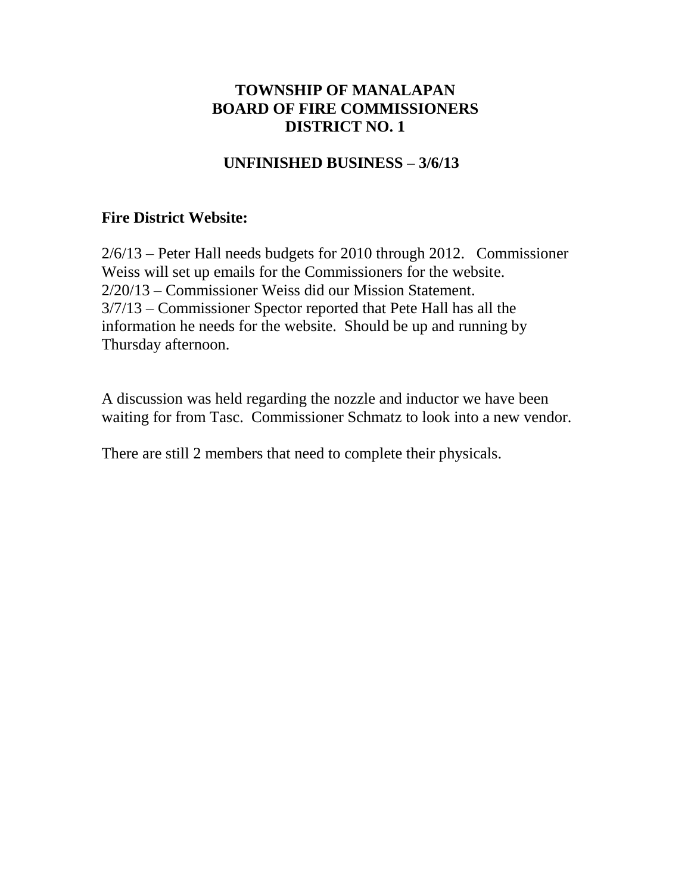# TOWNSHIP OF MANALAPAN
# BOARD OF FIRE COMMISSIONERS
# DISTRICT NO. 1

## UNFINISHED BUSINESS – 3/6/13

### Fire District Website:

2/6/13 – Peter Hall needs budgets for 2010 through 2012. Commissioner Weiss will set up emails for the Commissioners for the website.
2/20/13 – Commissioner Weiss did our Mission Statement.
3/7/13 – Commissioner Spector reported that Pete Hall has all the information he needs for the website. Should be up and running by Thursday afternoon.

A discussion was held regarding the nozzle and inductor we have been waiting for from Tasc. Commissioner Schmatz to look into a new vendor.

There are still 2 members that need to complete their physicals.